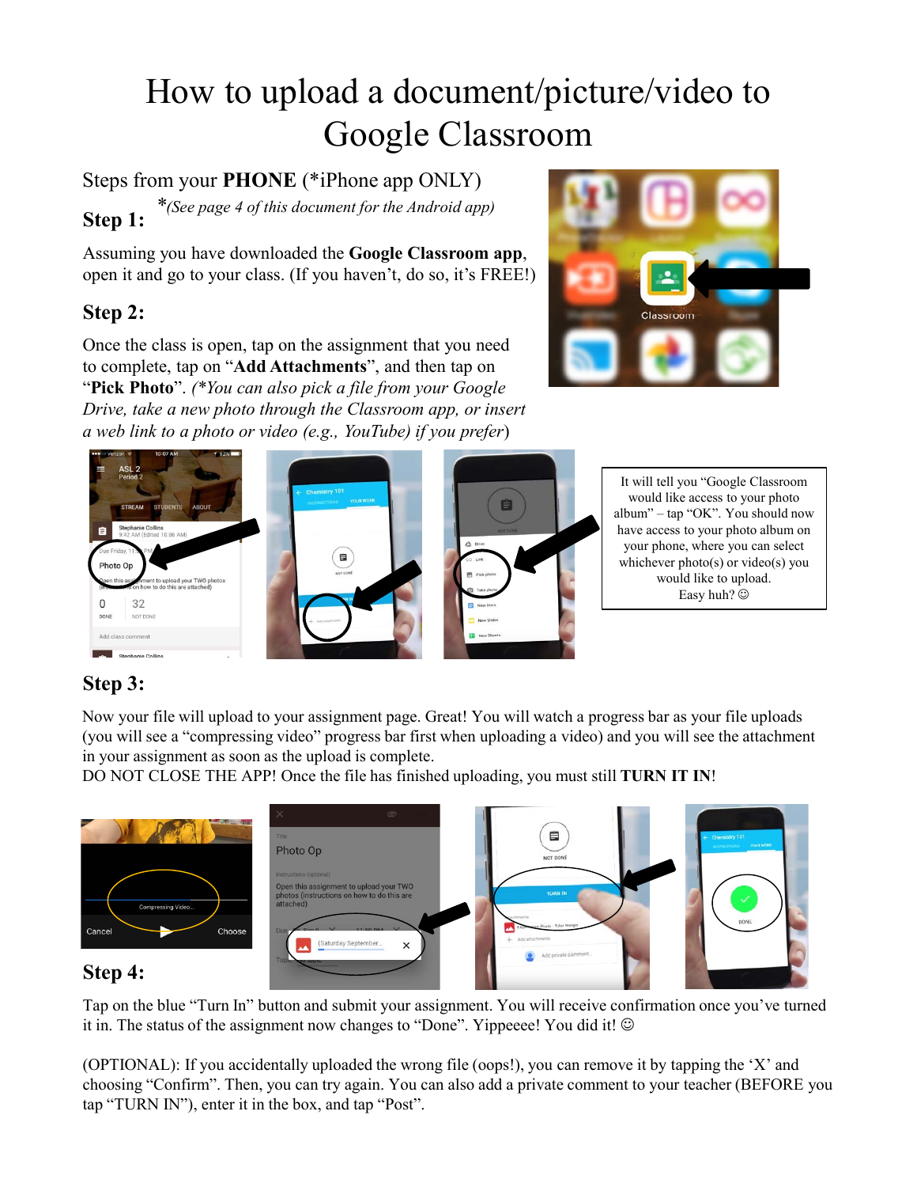# How to upload a document/picture/video to Google Classroom

Steps from your **PHONE** (*iPhone app ONLY)

*\*(See page 4 of this document for the Android app)*

## Step 1:

Assuming you have downloaded the **Google Classroom app**, open it and go to your class. (If you haven't, do so, it's FREE!)

## Step 2:

Once the class is open, tap on the assignment that you need to complete, tap on "**Add Attachments**", and then tap on "**Pick Photo**". *(\*You can also pick a file from your Google Drive, take a new photo through the Classroom app, or insert a web link to a photo or video (e.g., YouTube) if you prefer)*

It will tell you "Google Classroom would like access to your photo album" – tap "OK". You should now have access to your photo album on your phone, where you can select whichever photo(s) or video(s) you would like to upload. Easy huh? ☺

## Step 3:

Now your file will upload to your assignment page. Great! You will watch a progress bar as your file uploads (you will see a "compressing video" progress bar first when uploading a video) and you will see the attachment in your assignment as soon as the upload is complete.
DO NOT CLOSE THE APP! Once the file has finished uploading, you must still **TURN IT IN**!

## Step 4:

Tap on the blue "Turn In" button and submit your assignment. You will receive confirmation once you've turned it in. The status of the assignment now changes to "Done". Yippeeee! You did it! ☺

(OPTIONAL): If you accidentally uploaded the wrong file (oops!), you can remove it by tapping the 'X' and choosing "Confirm". Then, you can try again. You can also add a private comment to your teacher (BEFORE you tap "TURN IN"), enter it in the box, and tap "Post".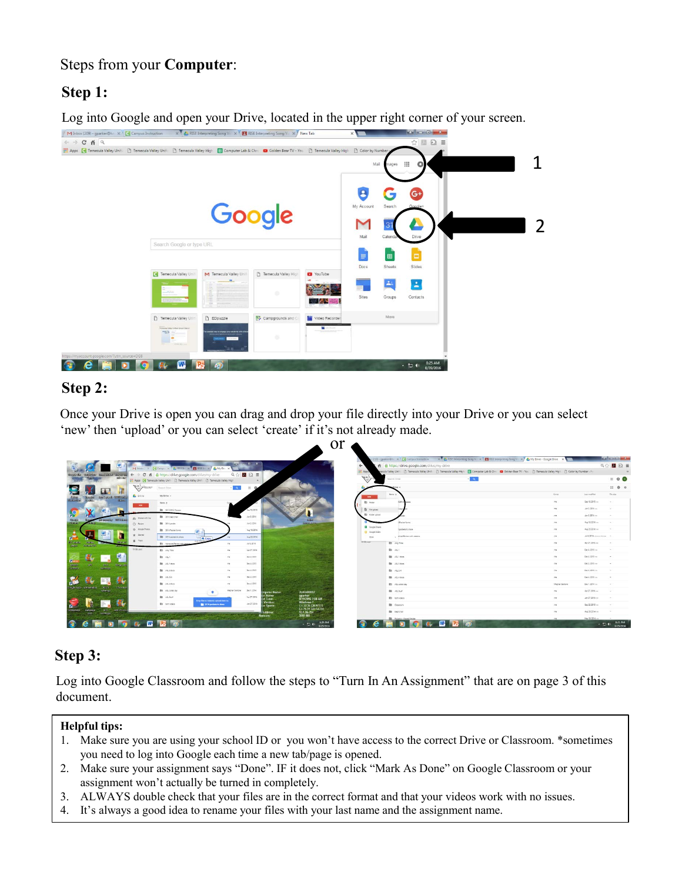Steps from your **Computer**:

## Step 1:

Log into Google and open your Drive, located in the upper right corner of your screen.

## Step 2:

Once your Drive is open you can drag and drop your file directly into your Drive or you can select 'new' then 'upload' or you can select 'create' if it's not already made.

## Step 3:

Log into Google Classroom and follow the steps to "Turn In An Assignment" that are on page 3 of this document.

**Helpful tips:**

1. Make sure you are using your school ID or you won't have access to the correct Drive or Classroom. *sometimes you need to log into Google each time a new tab/page is opened.
2. Make sure your assignment says "Done". IF it does not, click "Mark As Done" on Google Classroom or your assignment won't actually be turned in completely.
3. ALWAYS double check that your files are in the correct format and that your videos work with no issues.
4. It's always a good idea to rename your files with your last name and the assignment name.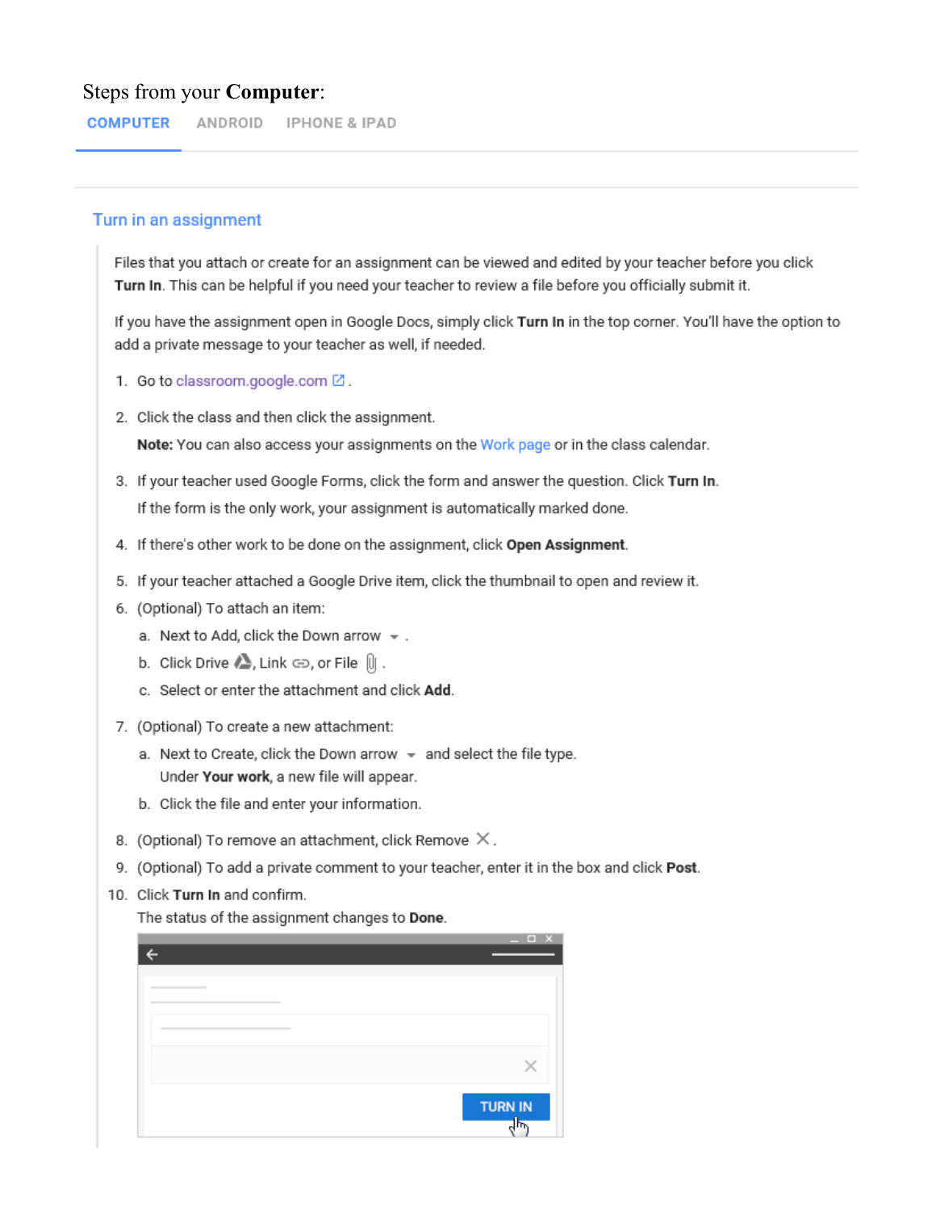Steps from your **Computer**:

COMPUTER ANDROID IPHONE & IPAD

## Turn in an assignment

Files that you attach or create for an assignment can be viewed and edited by your teacher before you click **Turn In**. This can be helpful if you need your teacher to review a file before you officially submit it.

If you have the assignment open in Google Docs, simply click **Turn In** in the top corner. You'll have the option to add a private message to your teacher as well, if needed.

1. Go to classroom.google.com.
2. Click the class and then click the assignment.

   **Note:** You can also access your assignments on the Work page or in the class calendar.
3. If your teacher used Google Forms, click the form and answer the question. Click **Turn In**.

   If the form is the only work, your assignment is automatically marked done.
4. If there's other work to be done on the assignment, click **Open Assignment**.
5. If your teacher attached a Google Drive item, click the thumbnail to open and review it.
6. (Optional) To attach an item:
   a. Next to Add, click the Down arrow.
   b. Click Drive, Link, or File.
   c. Select or enter the attachment and click **Add**.
7. (Optional) To create a new attachment:
   a. Next to Create, click the Down arrow and select the file type. Under **Your work**, a new file will appear.
   b. Click the file and enter your information.
8. (Optional) To remove an attachment, click Remove.
9. (Optional) To add a private comment to your teacher, enter it in the box and click **Post**.
10. Click **Turn In** and confirm.

    The status of the assignment changes to **Done**.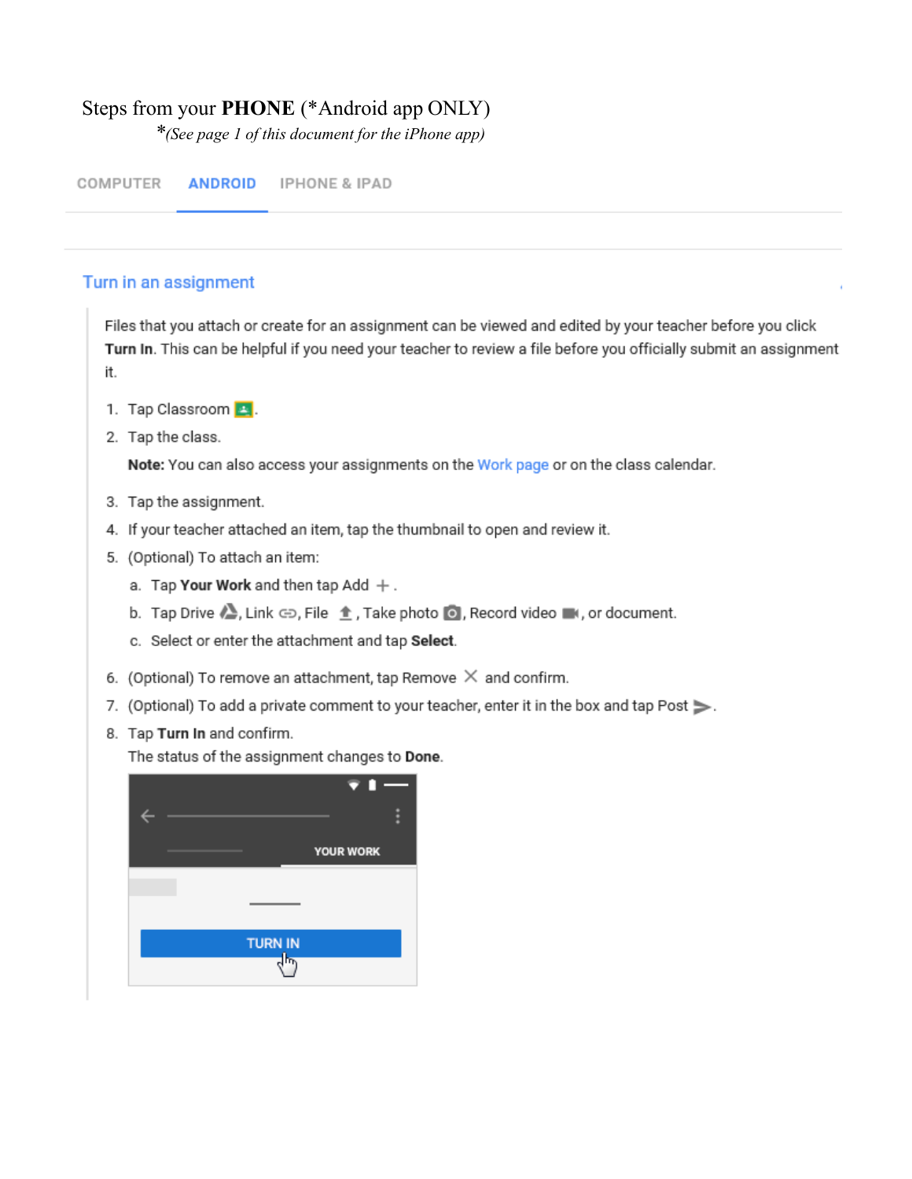Steps from your **PHONE** (*Android app ONLY)

*(*See page 1 of this document for the iPhone app*)

COMPUTER    ANDROID    IPHONE & IPAD

## Turn in an assignment

Files that you attach or create for an assignment can be viewed and edited by your teacher before you click **Turn In**. This can be helpful if you need your teacher to review a file before you officially submit an assignment it.

1. Tap Classroom.
2. Tap the class.

   **Note:** You can also access your assignments on the Work page or on the class calendar.

3. Tap the assignment.
4. If your teacher attached an item, tap the thumbnail to open and review it.
5. (Optional) To attach an item:
   a. Tap **Your Work** and then tap Add + .
   b. Tap Drive, Link, File, Take photo, Record video, or document.
   c. Select or enter the attachment and tap **Select**.
6. (Optional) To remove an attachment, tap Remove × and confirm.
7. (Optional) To add a private comment to your teacher, enter it in the box and tap Post.
8. Tap **Turn In** and confirm.

   The status of the assignment changes to **Done**.

YOUR WORK

TURN IN